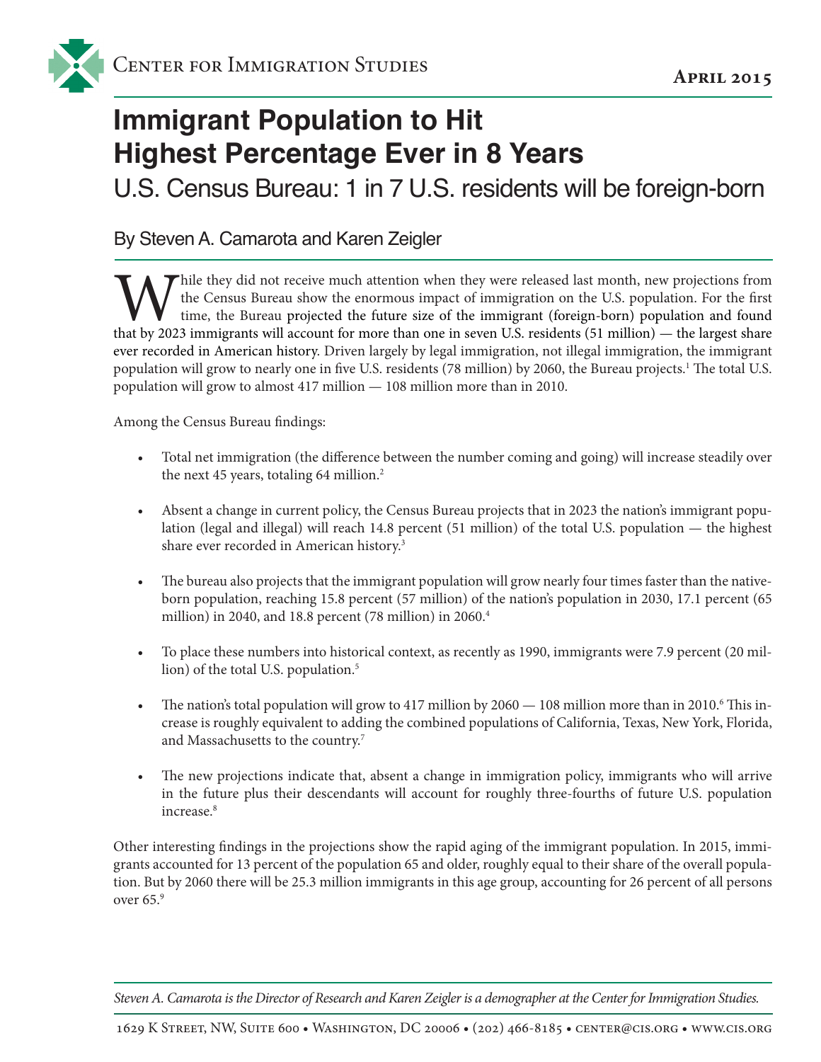# Immigrant Population to Hit Highest Percentage Ever in 8 Years

## U.S. Census Bureau: 1 in 7 U.S. residents will be foreign-born

By Steven A. Camarota and Karen Zeigler

While they did not receive much attention when they were released last month, new projections from the Census Bureau show the enormous impact of immigration on the U.S. population. For the first time, the Bureau projected the future size of the immigrant (foreign-born) population and found that by 2023 immigrants will account for more than one in seven U.S. residents (51 million) — the largest share ever recorded in American history. Driven largely by legal immigration, not illegal immigration, the immigrant population will grow to nearly one in five U.S. residents (78 million) by 2060, the Bureau projects.[1] The total U.S. population will grow to almost 417 million — 108 million more than in 2010.

Among the Census Bureau findings:

- Total net immigration (the difference between the number coming and going) will increase steadily over the next 45 years, totaling 64 million.[2]
- Absent a change in current policy, the Census Bureau projects that in 2023 the nation's immigrant population (legal and illegal) will reach 14.8 percent (51 million) of the total U.S. population — the highest share ever recorded in American history.[3]
- The bureau also projects that the immigrant population will grow nearly four times faster than the native-born population, reaching 15.8 percent (57 million) of the nation's population in 2030, 17.1 percent (65 million) in 2040, and 18.8 percent (78 million) in 2060.[4]
- To place these numbers into historical context, as recently as 1990, immigrants were 7.9 percent (20 million) of the total U.S. population.[5]
- The nation's total population will grow to 417 million by 2060 — 108 million more than in 2010.[6] This increase is roughly equivalent to adding the combined populations of California, Texas, New York, Florida, and Massachusetts to the country.[7]
- The new projections indicate that, absent a change in immigration policy, immigrants who will arrive in the future plus their descendants will account for roughly three-fourths of future U.S. population increase.[8]

Other interesting findings in the projections show the rapid aging of the immigrant population. In 2015, immigrants accounted for 13 percent of the population 65 and older, roughly equal to their share of the overall population. But by 2060 there will be 25.3 million immigrants in this age group, accounting for 26 percent of all persons over 65.[9]

*Steven A. Camarota is the Director of Research and Karen Zeigler is a demographer at the Center for Immigration Studies.*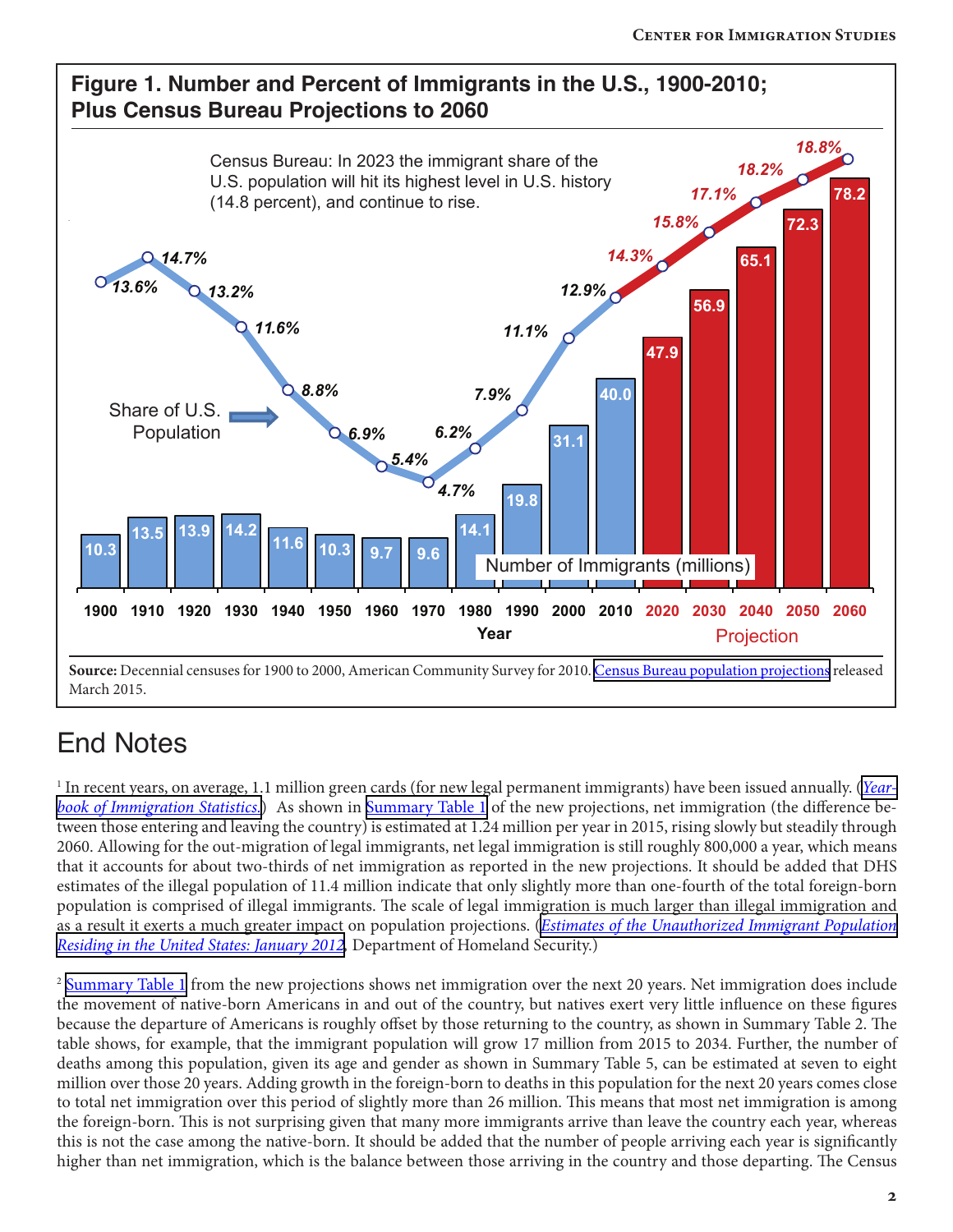## Figure 1. Number and Percent of Immigrants in the U.S., 1900-2010; Plus Census Bureau Projections to 2060

Census Bureau: In 2023 the immigrant share of the U.S. population will hit its highest level in U.S. history (14.8 percent), and continue to rise.

| Year | Number of Immigrants (millions) | Share of U.S. Population |
|---|---|---|
| 1900 | 10.3 | 13.6% |
| 1910 | 13.5 | 14.7% |
| 1920 | 13.9 | 13.2% |
| 1930 | 14.2 | 11.6% |
| 1940 | 11.6 | 8.8% |
| 1950 | 10.3 | 6.9% |
| 1960 | 9.7 | 5.4% |
| 1970 | 9.6 | 4.7% |
| 1980 | 14.1 | 6.2% |
| 1990 | 19.8 | 7.9% |
| 2000 | 31.1 | 11.1% |
| 2010 | 40.0 | 12.9% |
| 2020 (Projection) | 47.9 | 14.3% |
| 2030 (Projection) | 56.9 | 15.8% |
| 2040 (Projection) | 65.1 | 17.1% |
| 2050 (Projection) | 72.3 | 18.2% |
| 2060 (Projection) | 78.2 | 18.8% |

**Source:** Decennial censuses for 1900 to 2000, American Community Survey for 2010. Census Bureau population projections released March 2015.

# End Notes

[1] In recent years, on average, 1.1 million green cards (for new legal permanent immigrants) have been issued annually. (*Yearbook of Immigration Statistics*.) As shown in Summary Table 1 of the new projections, net immigration (the difference between those entering and leaving the country) is estimated at 1.24 million per year in 2015, rising slowly but steadily through 2060. Allowing for the out-migration of legal immigrants, net legal immigration is still roughly 800,000 a year, which means that it accounts for about two-thirds of net immigration as reported in the new projections. It should be added that DHS estimates of the illegal population of 11.4 million indicate that only slightly more than one-fourth of the total foreign-born population is comprised of illegal immigrants. The scale of legal immigration is much larger than illegal immigration and as a result it exerts a much greater impact on population projections. (*Estimates of the Unauthorized Immigrant Population Residing in the United States: January 2012*, Department of Homeland Security.)

[2] Summary Table 1 from the new projections shows net immigration over the next 20 years. Net immigration does include the movement of native-born Americans in and out of the country, but natives exert very little influence on these figures because the departure of Americans is roughly offset by those returning to the country, as shown in Summary Table 2. The table shows, for example, that the immigrant population will grow 17 million from 2015 to 2034. Further, the number of deaths among this population, given its age and gender as shown in Summary Table 5, can be estimated at seven to eight million over those 20 years. Adding growth in the foreign-born to deaths in this population for the next 20 years comes close to total net immigration over this period of slightly more than 26 million. This means that most net immigration is among the foreign-born. This is not surprising given that many more immigrants arrive than leave the country each year, whereas this is not the case among the native-born. It should be added that the number of people arriving each year is significantly higher than net immigration, which is the balance between those arriving in the country and those departing. The Census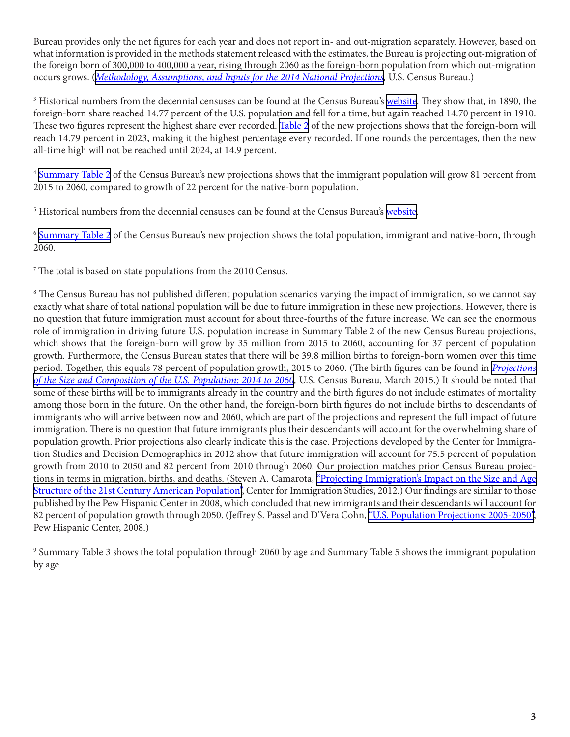Bureau provides only the net figures for each year and does not report in- and out-migration separately. However, based on what information is provided in the methods statement released with the estimates, the Bureau is projecting out-migration of the foreign born of 300,000 to 400,000 a year, rising through 2060 as the foreign-born population from which out-migration occurs grows. (*Methodology, Assumptions, and Inputs for the 2014 National Projections*, U.S. Census Bureau.)

[3] Historical numbers from the decennial censuses can be found at the Census Bureau's website. They show that, in 1890, the foreign-born share reached 14.77 percent of the U.S. population and fell for a time, but again reached 14.70 percent in 1910. These two figures represent the highest share ever recorded. Table 2 of the new projections shows that the foreign-born will reach 14.79 percent in 2023, making it the highest percentage every recorded. If one rounds the percentages, then the new all-time high will not be reached until 2024, at 14.9 percent.

[4] Summary Table 2 of the Census Bureau's new projections shows that the immigrant population will grow 81 percent from 2015 to 2060, compared to growth of 22 percent for the native-born population.

[5] Historical numbers from the decennial censuses can be found at the Census Bureau's website.

[6] Summary Table 2 of the Census Bureau's new projection shows the total population, immigrant and native-born, through 2060.

[7] The total is based on state populations from the 2010 Census.

[8] The Census Bureau has not published different population scenarios varying the impact of immigration, so we cannot say exactly what share of total national population will be due to future immigration in these new projections. However, there is no question that future immigration must account for about three-fourths of the future increase. We can see the enormous role of immigration in driving future U.S. population increase in Summary Table 2 of the new Census Bureau projections, which shows that the foreign-born will grow by 35 million from 2015 to 2060, accounting for 37 percent of population growth. Furthermore, the Census Bureau states that there will be 39.8 million births to foreign-born women over this time period. Together, this equals 78 percent of population growth, 2015 to 2060. (The birth figures can be found in *Projections of the Size and Composition of the U.S. Population: 2014 to 2060*, U.S. Census Bureau, March 2015.) It should be noted that some of these births will be to immigrants already in the country and the birth figures do not include estimates of mortality among those born in the future. On the other hand, the foreign-born birth figures do not include births to descendants of immigrants who will arrive between now and 2060, which are part of the projections and represent the full impact of future immigration. There is no question that future immigrants plus their descendants will account for the overwhelming share of population growth. Prior projections also clearly indicate this is the case. Projections developed by the Center for Immigration Studies and Decision Demographics in 2012 show that future immigration will account for 75.5 percent of population growth from 2010 to 2050 and 82 percent from 2010 through 2060. Our projection matches prior Census Bureau projections in terms in migration, births, and deaths. (Steven A. Camarota, "Projecting Immigration's Impact on the Size and Age Structure of the 21st Century American Population", Center for Immigration Studies, 2012.) Our findings are similar to those published by the Pew Hispanic Center in 2008, which concluded that new immigrants and their descendants will account for 82 percent of population growth through 2050. (Jeffrey S. Passel and D'Vera Cohn, "U.S. Population Projections: 2005-2050", Pew Hispanic Center, 2008.)

[9] Summary Table 3 shows the total population through 2060 by age and Summary Table 5 shows the immigrant population by age.